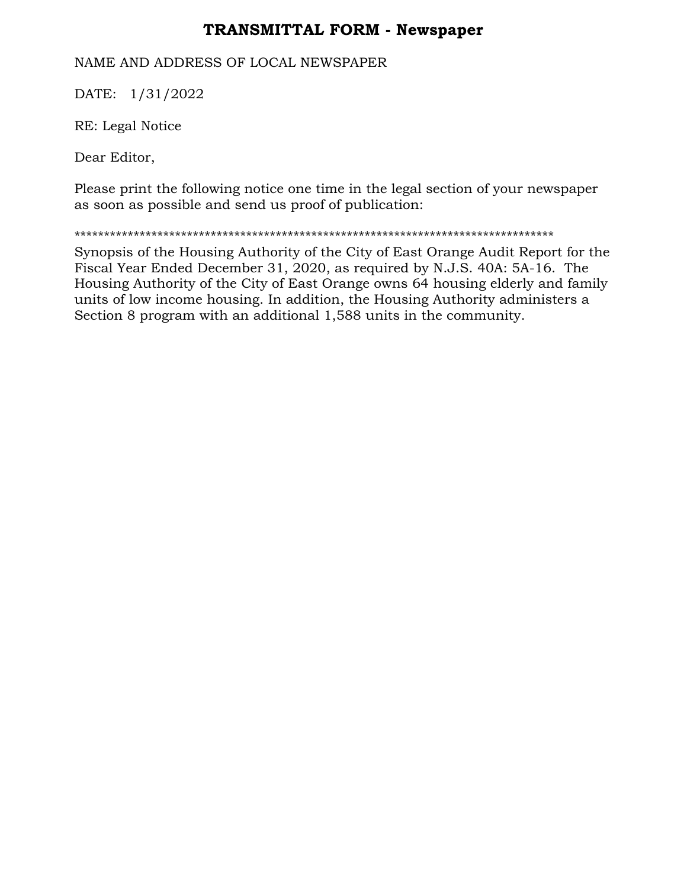# TRANSMITTAL FORM - Newspaper

NAME AND ADDRESS OF LOCAL NEWSPAPER

DATE: 1/31/2022

RE: Legal Notice

Dear Editor,

Please print the following notice one time in the legal section of your newspaper as soon as possible and send us proof of publication:

********************************************************************************

Synopsis of the Housing Authority of the City of East Orange Audit Report for the Fiscal Year Ended December 31, 2020, as required by N.J.S. 40A: 5A-16. The Housing Authority of the City of East Orange owns 64 housing elderly and family units of low income housing. In addition, the Housing Authority administers a Section 8 program with an additional 1,588 units in the community.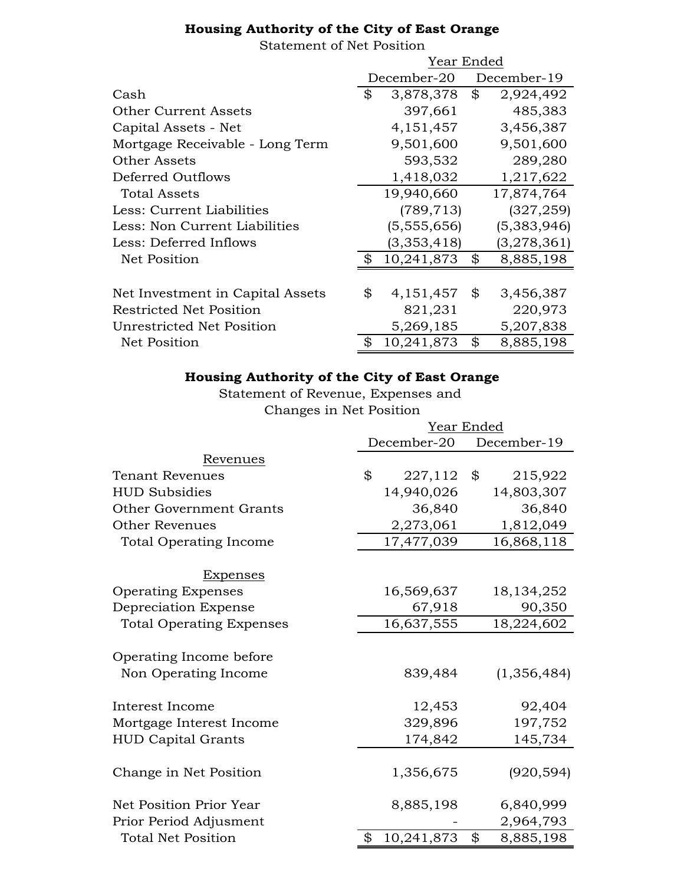**Housing Authority of the City of East Orange**

Statement of Net Position

| | Year Ended | |
|---|---|---|
| | December-20 | December-19 |
| Cash | $ 3,878,378 | $ 2,924,492 |
| Other Current Assets | 397,661 | 485,383 |
| Capital Assets - Net | 4,151,457 | 3,456,387 |
| Mortgage Receivable - Long Term | 9,501,600 | 9,501,600 |
| Other Assets | 593,532 | 289,280 |
| Deferred Outflows | 1,418,032 | 1,217,622 |
| Total Assets | 19,940,660 | 17,874,764 |
| Less: Current Liabilities | (789,713) | (327,259) |
| Less: Non Current Liabilities | (5,555,656) | (5,383,946) |
| Less: Deferred Inflows | (3,353,418) | (3,278,361) |
| Net Position | $ 10,241,873 | $ 8,885,198 |
| | | |
| Net Investment in Capital Assets | $ 4,151,457 | $ 3,456,387 |
| Restricted Net Position | 821,231 | 220,973 |
| Unrestricted Net Position | 5,269,185 | 5,207,838 |
| Net Position | $ 10,241,873 | $ 8,885,198 |

**Housing Authority of the City of East Orange**

Statement of Revenue, Expenses and Changes in Net Position

| | Year Ended | |
|---|---|---|
| | December-20 | December-19 |
| Revenues | | |
| Tenant Revenues | $ 227,112 | $ 215,922 |
| HUD Subsidies | 14,940,026 | 14,803,307 |
| Other Government Grants | 36,840 | 36,840 |
| Other Revenues | 2,273,061 | 1,812,049 |
| Total Operating Income | 17,477,039 | 16,868,118 |
| | | |
| Expenses | | |
| Operating Expenses | 16,569,637 | 18,134,252 |
| Depreciation Expense | 67,918 | 90,350 |
| Total Operating Expenses | 16,637,555 | 18,224,602 |
| | | |
| Operating Income before Non Operating Income | 839,484 | (1,356,484) |
| | | |
| Interest Income | 12,453 | 92,404 |
| Mortgage Interest Income | 329,896 | 197,752 |
| HUD Capital Grants | 174,842 | 145,734 |
| | | |
| Change in Net Position | 1,356,675 | (920,594) |
| | | |
| Net Position Prior Year | 8,885,198 | 6,840,999 |
| Prior Period Adjusment | - | 2,964,793 |
| Total Net Position | $ 10,241,873 | $ 8,885,198 |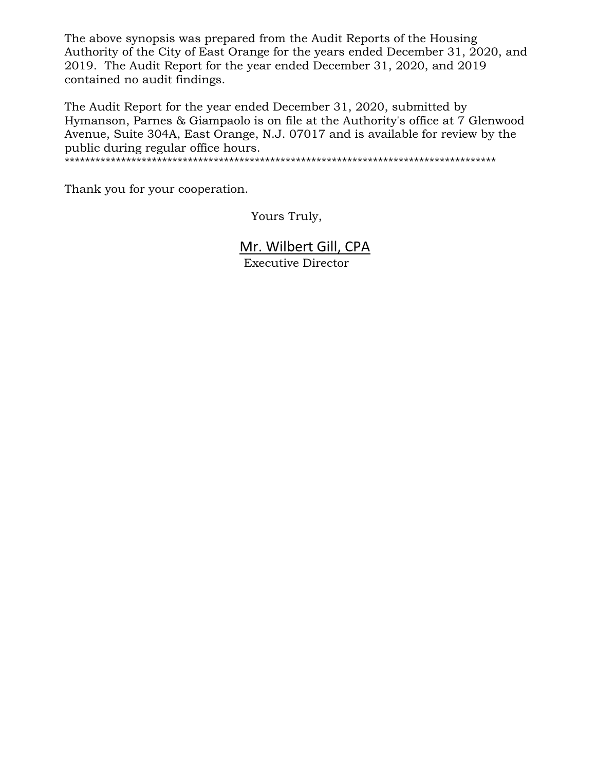The above synopsis was prepared from the Audit Reports of the Housing Authority of the City of East Orange for the years ended December 31, 2020, and 2019. The Audit Report for the year ended December 31, 2020, and 2019 contained no audit findings.

The Audit Report for the year ended December 31, 2020, submitted by Hymanson, Parnes & Giampaolo is on file at the Authority's office at 7 Glenwood Avenue, Suite 304A, East Orange, N.J. 07017 and is available for review by the public during regular office hours.

****************************************************************************************

Thank you for your cooperation.

Yours Truly,

Mr. Wilbert Gill, CPA

Executive Director